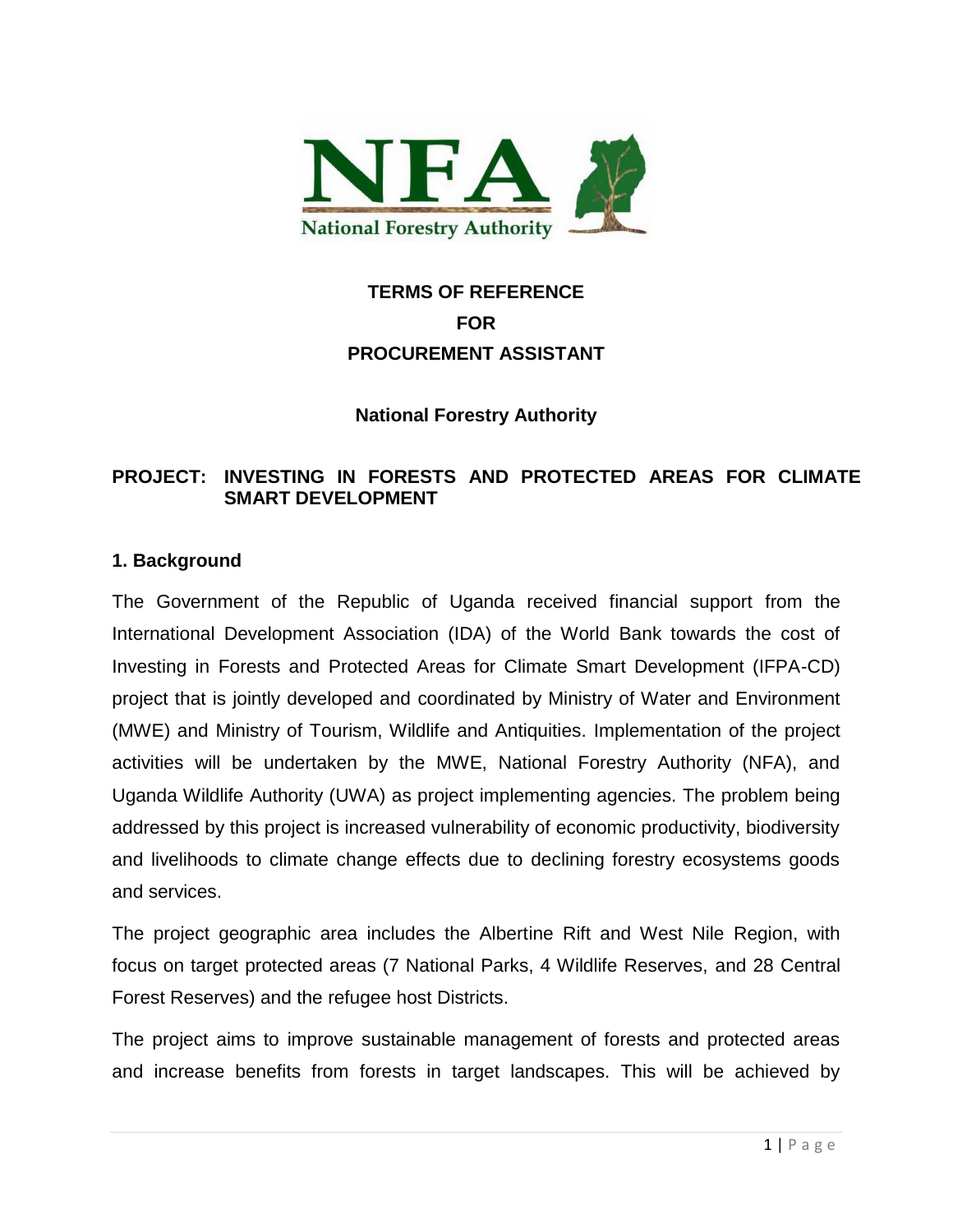# TERMS OF REFERENCE

# FOR

# PROCUREMENT ASSISTANT

**National Forestry Authority**

**PROJECT: INVESTING IN FORESTS AND PROTECTED AREAS FOR CLIMATE SMART DEVELOPMENT**

## 1. Background

The Government of the Republic of Uganda received financial support from the International Development Association (IDA) of the World Bank towards the cost of Investing in Forests and Protected Areas for Climate Smart Development (IFPA-CD) project that is jointly developed and coordinated by Ministry of Water and Environment (MWE) and Ministry of Tourism, Wildlife and Antiquities. Implementation of the project activities will be undertaken by the MWE, National Forestry Authority (NFA), and Uganda Wildlife Authority (UWA) as project implementing agencies. The problem being addressed by this project is increased vulnerability of economic productivity, biodiversity and livelihoods to climate change effects due to declining forestry ecosystems goods and services.

The project geographic area includes the Albertine Rift and West Nile Region, with focus on target protected areas (7 National Parks, 4 Wildlife Reserves, and 28 Central Forest Reserves) and the refugee host Districts.

The project aims to improve sustainable management of forests and protected areas and increase benefits from forests in target landscapes. This will be achieved by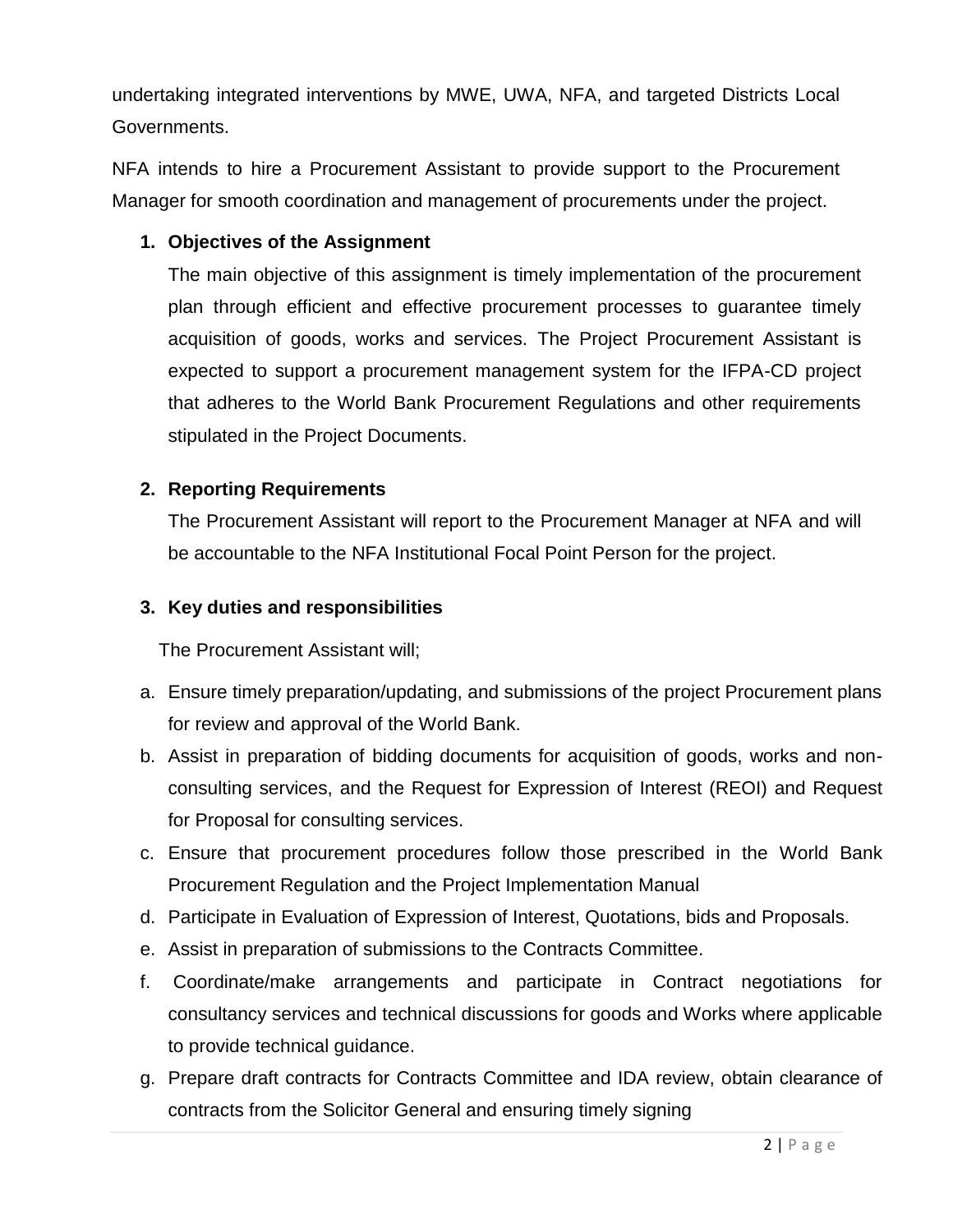undertaking integrated interventions by MWE, UWA, NFA, and targeted Districts Local Governments.

NFA intends to hire a Procurement Assistant to provide support to the Procurement Manager for smooth coordination and management of procurements under the project.

1. **Objectives of the Assignment**

   The main objective of this assignment is timely implementation of the procurement plan through efficient and effective procurement processes to guarantee timely acquisition of goods, works and services. The Project Procurement Assistant is expected to support a procurement management system for the IFPA-CD project that adheres to the World Bank Procurement Regulations and other requirements stipulated in the Project Documents.

2. **Reporting Requirements**

   The Procurement Assistant will report to the Procurement Manager at NFA and will be accountable to the NFA Institutional Focal Point Person for the project.

3. **Key duties and responsibilities**

The Procurement Assistant will;

a. Ensure timely preparation/updating, and submissions of the project Procurement plans for review and approval of the World Bank.
b. Assist in preparation of bidding documents for acquisition of goods, works and non-consulting services, and the Request for Expression of Interest (REOI) and Request for Proposal for consulting services.
c. Ensure that procurement procedures follow those prescribed in the World Bank Procurement Regulation and the Project Implementation Manual
d. Participate in Evaluation of Expression of Interest, Quotations, bids and Proposals.
e. Assist in preparation of submissions to the Contracts Committee.
f. Coordinate/make arrangements and participate in Contract negotiations for consultancy services and technical discussions for goods and Works where applicable to provide technical guidance.
g. Prepare draft contracts for Contracts Committee and IDA review, obtain clearance of contracts from the Solicitor General and ensuring timely signing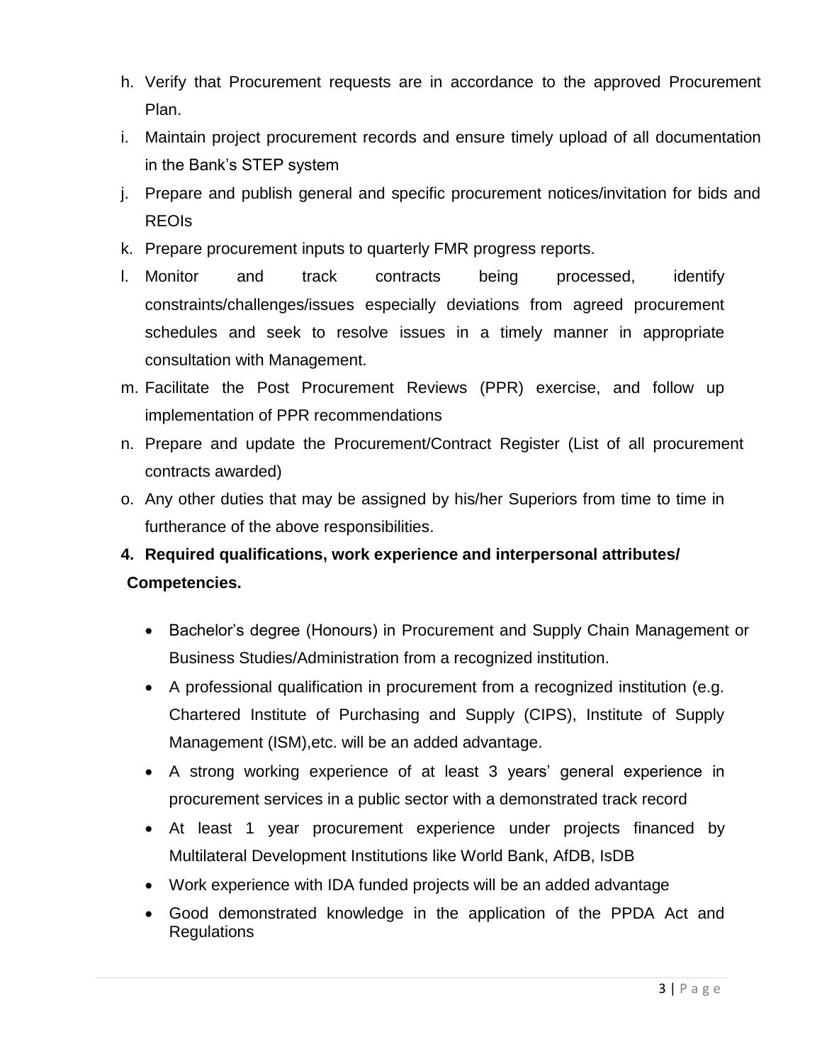h. Verify that Procurement requests are in accordance to the approved Procurement Plan.
i. Maintain project procurement records and ensure timely upload of all documentation in the Bank's STEP system
j. Prepare and publish general and specific procurement notices/invitation for bids and REOIs
k. Prepare procurement inputs to quarterly FMR progress reports.
l. Monitor and track contracts being processed, identify constraints/challenges/issues especially deviations from agreed procurement schedules and seek to resolve issues in a timely manner in appropriate consultation with Management.
m. Facilitate the Post Procurement Reviews (PPR) exercise, and follow up implementation of PPR recommendations
n. Prepare and update the Procurement/Contract Register (List of all procurement contracts awarded)
o. Any other duties that may be assigned by his/her Superiors from time to time in furtherance of the above responsibilities.

**4. Required qualifications, work experience and interpersonal attributes/ Competencies.**

- Bachelor's degree (Honours) in Procurement and Supply Chain Management or Business Studies/Administration from a recognized institution.
- A professional qualification in procurement from a recognized institution (e.g. Chartered Institute of Purchasing and Supply (CIPS), Institute of Supply Management (ISM),etc. will be an added advantage.
- A strong working experience of at least 3 years' general experience in procurement services in a public sector with a demonstrated track record
- At least 1 year procurement experience under projects financed by Multilateral Development Institutions like World Bank, AfDB, IsDB
- Work experience with IDA funded projects will be an added advantage
- Good demonstrated knowledge in the application of the PPDA Act and Regulations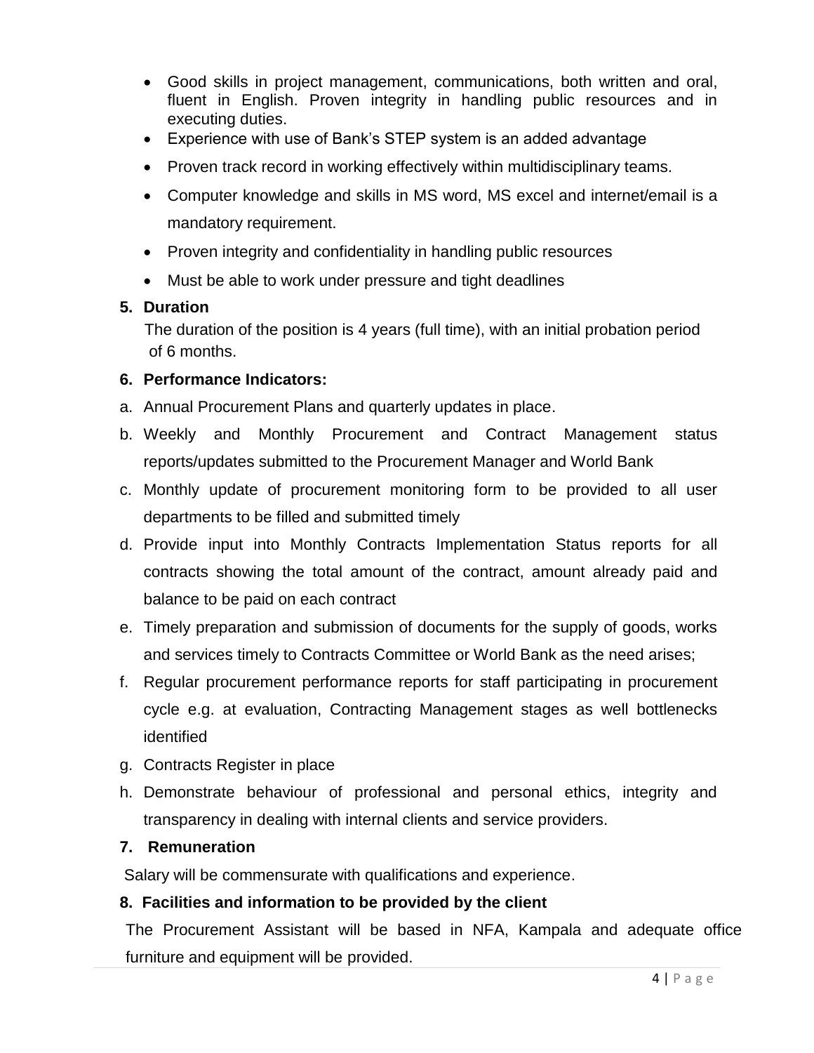- Good skills in project management, communications, both written and oral, fluent in English. Proven integrity in handling public resources and in executing duties.
- Experience with use of Bank's STEP system is an added advantage
- Proven track record in working effectively within multidisciplinary teams.
- Computer knowledge and skills in MS word, MS excel and internet/email is a mandatory requirement.
- Proven integrity and confidentiality in handling public resources
- Must be able to work under pressure and tight deadlines

**5. Duration**

The duration of the position is 4 years (full time), with an initial probation period of 6 months.

**6. Performance Indicators:**

a. Annual Procurement Plans and quarterly updates in place.

b. Weekly and Monthly Procurement and Contract Management status reports/updates submitted to the Procurement Manager and World Bank

c. Monthly update of procurement monitoring form to be provided to all user departments to be filled and submitted timely

d. Provide input into Monthly Contracts Implementation Status reports for all contracts showing the total amount of the contract, amount already paid and balance to be paid on each contract

e. Timely preparation and submission of documents for the supply of goods, works and services timely to Contracts Committee or World Bank as the need arises;

f. Regular procurement performance reports for staff participating in procurement cycle e.g. at evaluation, Contracting Management stages as well bottlenecks identified

g. Contracts Register in place

h. Demonstrate behaviour of professional and personal ethics, integrity and transparency in dealing with internal clients and service providers.

**7. Remuneration**

Salary will be commensurate with qualifications and experience.

**8. Facilities and information to be provided by the client**

The Procurement Assistant will be based in NFA, Kampala and adequate office furniture and equipment will be provided.